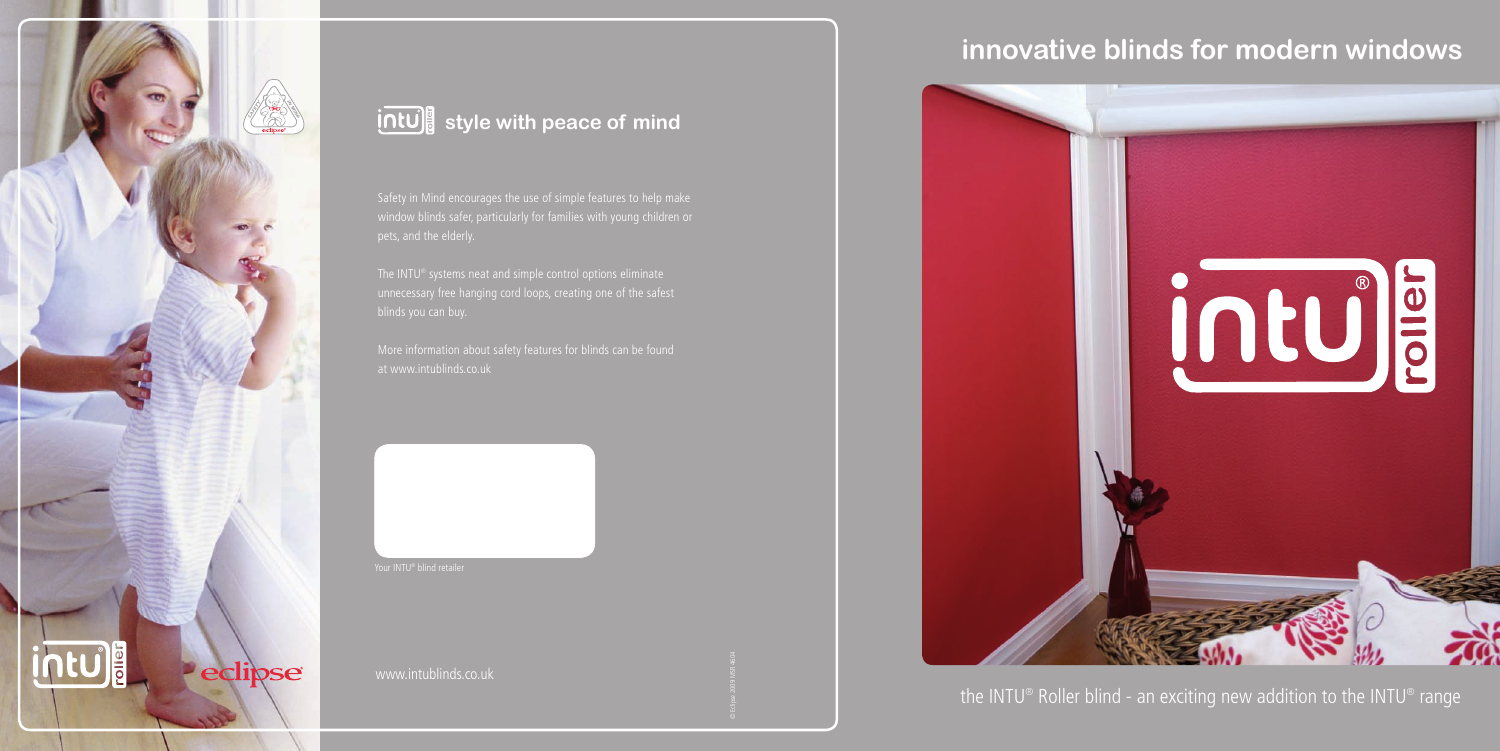## intu roller style with peace of mind

Safety in Mind encourages the use of simple features to help make window blinds safer, particularly for families with young children or pets, and the elderly.

The INTU® systems neat and simple control options eliminate unnecessary free hanging cord loops, creating one of the safest blinds you can buy.

More information about safety features for blinds can be found at www.intublinds.co.uk

Your INTU® blind retailer

www.intublinds.co.uk

© Eclipse 2009 IHSR 4KGH

intu roller

eclipse

# innovative blinds for modern windows

intu® roller

the INTU® Roller blind - an exciting new addition to the INTU® range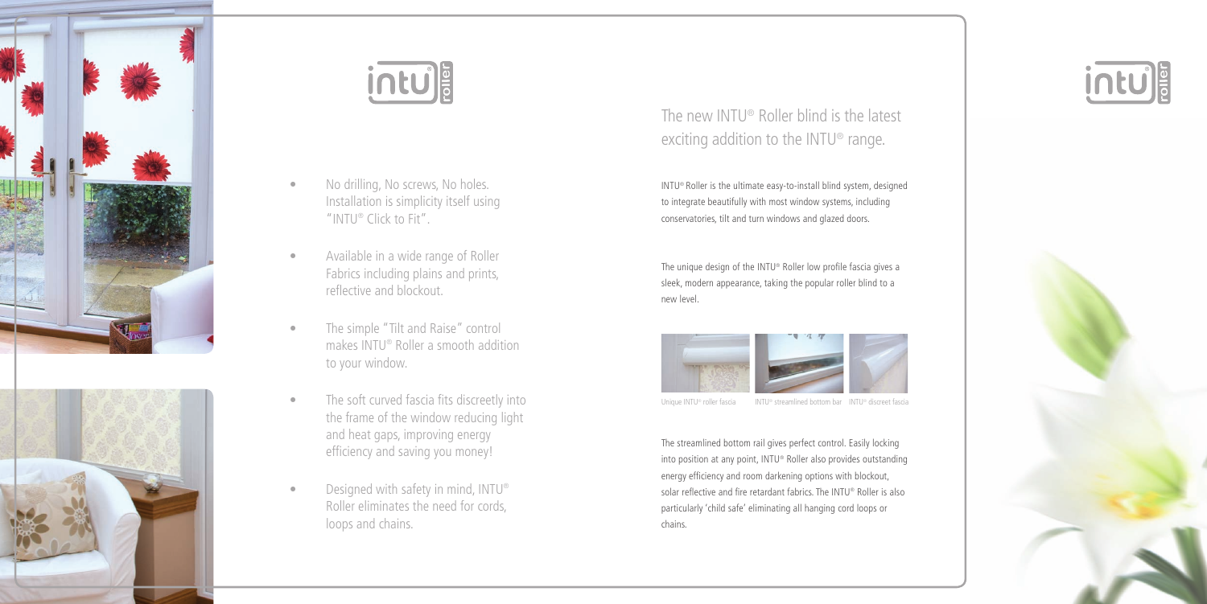intu roller

- No drilling, No screws, No holes. Installation is simplicity itself using "INTU® Click to Fit".
- Available in a wide range of Roller Fabrics including plains and prints, reflective and blockout.
- The simple "Tilt and Raise" control makes INTU® Roller a smooth addition to your window.
- The soft curved fascia fits discreetly into the frame of the window reducing light and heat gaps, improving energy efficiency and saving you money!
- Designed with safety in mind, INTU® Roller eliminates the need for cords, loops and chains.

## The new INTU® Roller blind is the latest exciting addition to the INTU® range.

INTU® Roller is the ultimate easy-to-install blind system, designed to integrate beautifully with most window systems, including conservatories, tilt and turn windows and glazed doors.

The unique design of the INTU® Roller low profile fascia gives a sleek, modern appearance, taking the popular roller blind to a new level.

Unique INTU® roller fascia

INTU® streamlined bottom bar

INTU® discreet fascia

The streamlined bottom rail gives perfect control. Easily locking into position at any point, INTU® Roller also provides outstanding energy efficiency and room darkening options with blockout, solar reflective and fire retardant fabrics. The INTU® Roller is also particularly 'child safe' eliminating all hanging cord loops or chains.

intu roller